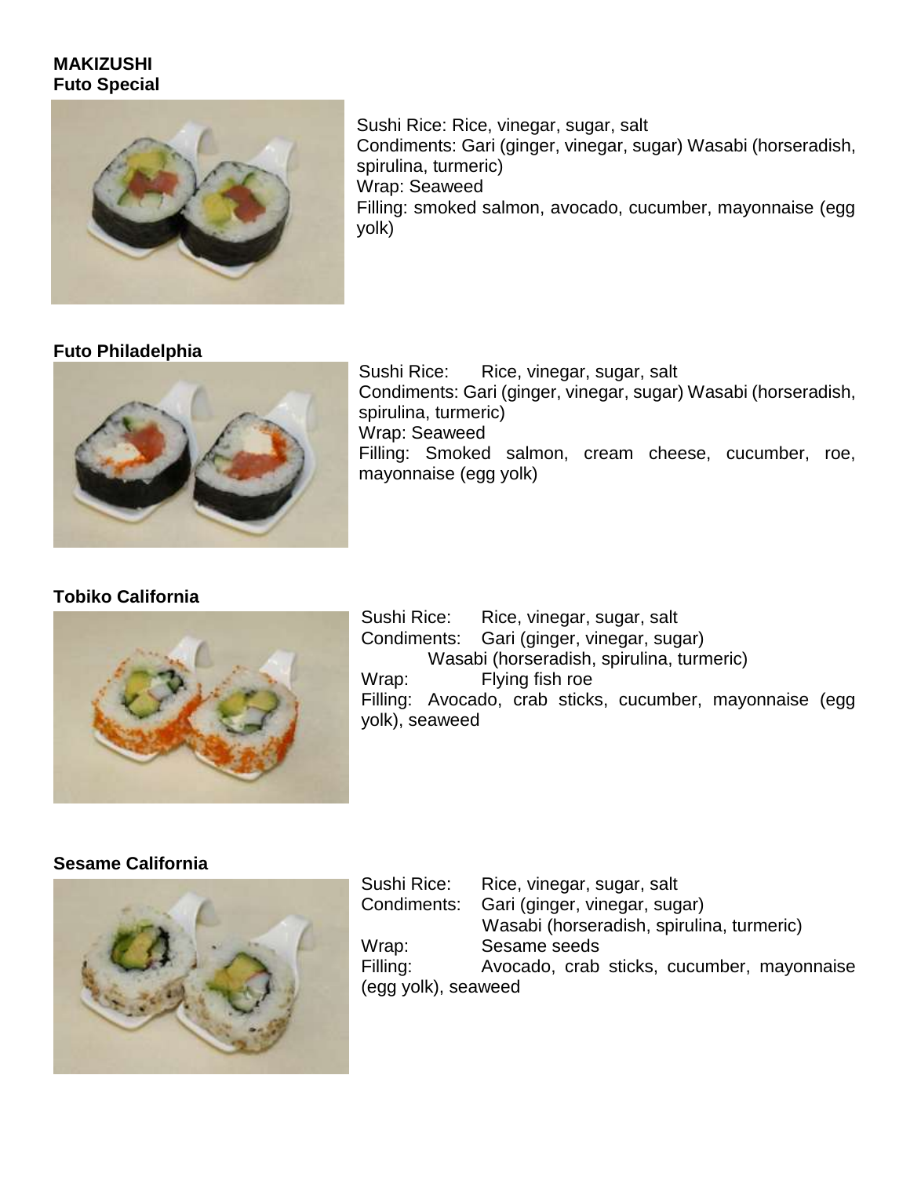**MAKIZUSHI**
**Futo Special**

Sushi Rice: Rice, vinegar, sugar, salt
Condiments: Gari (ginger, vinegar, sugar) Wasabi (horseradish, spirulina, turmeric)
Wrap: Seaweed
Filling: smoked salmon, avocado, cucumber, mayonnaise (egg yolk)

**Futo Philadelphia**

Sushi Rice: Rice, vinegar, sugar, salt
Condiments: Gari (ginger, vinegar, sugar) Wasabi (horseradish, spirulina, turmeric)
Wrap: Seaweed
Filling: Smoked salmon, cream cheese, cucumber, roe, mayonnaise (egg yolk)

**Tobiko California**

Sushi Rice: Rice, vinegar, sugar, salt
Condiments: Gari (ginger, vinegar, sugar)
Wasabi (horseradish, spirulina, turmeric)
Wrap: Flying fish roe
Filling: Avocado, crab sticks, cucumber, mayonnaise (egg yolk), seaweed

**Sesame California**

Sushi Rice: Rice, vinegar, sugar, salt
Condiments: Gari (ginger, vinegar, sugar)
Wasabi (horseradish, spirulina, turmeric)
Wrap: Sesame seeds
Filling: Avocado, crab sticks, cucumber, mayonnaise (egg yolk), seaweed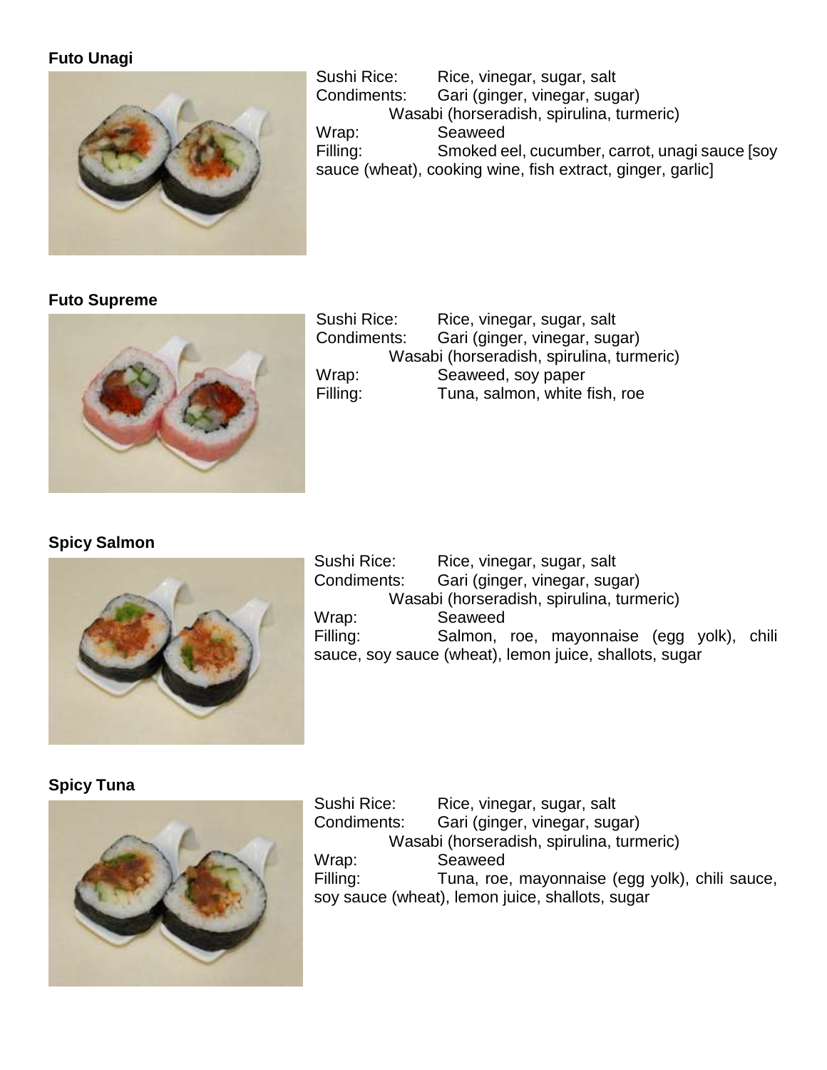**Futo Unagi**

Sushi Rice: Rice, vinegar, sugar, salt
Condiments: Gari (ginger, vinegar, sugar)
Wasabi (horseradish, spirulina, turmeric)
Wrap: Seaweed
Filling: Smoked eel, cucumber, carrot, unagi sauce [soy sauce (wheat), cooking wine, fish extract, ginger, garlic]

**Futo Supreme**

Sushi Rice: Rice, vinegar, sugar, salt
Condiments: Gari (ginger, vinegar, sugar)
Wasabi (horseradish, spirulina, turmeric)
Wrap: Seaweed, soy paper
Filling: Tuna, salmon, white fish, roe

**Spicy Salmon**

Sushi Rice: Rice, vinegar, sugar, salt
Condiments: Gari (ginger, vinegar, sugar)
Wasabi (horseradish, spirulina, turmeric)
Wrap: Seaweed
Filling: Salmon, roe, mayonnaise (egg yolk), chili sauce, soy sauce (wheat), lemon juice, shallots, sugar

**Spicy Tuna**

Sushi Rice: Rice, vinegar, sugar, salt
Condiments: Gari (ginger, vinegar, sugar)
Wasabi (horseradish, spirulina, turmeric)
Wrap: Seaweed
Filling: Tuna, roe, mayonnaise (egg yolk), chili sauce, soy sauce (wheat), lemon juice, shallots, sugar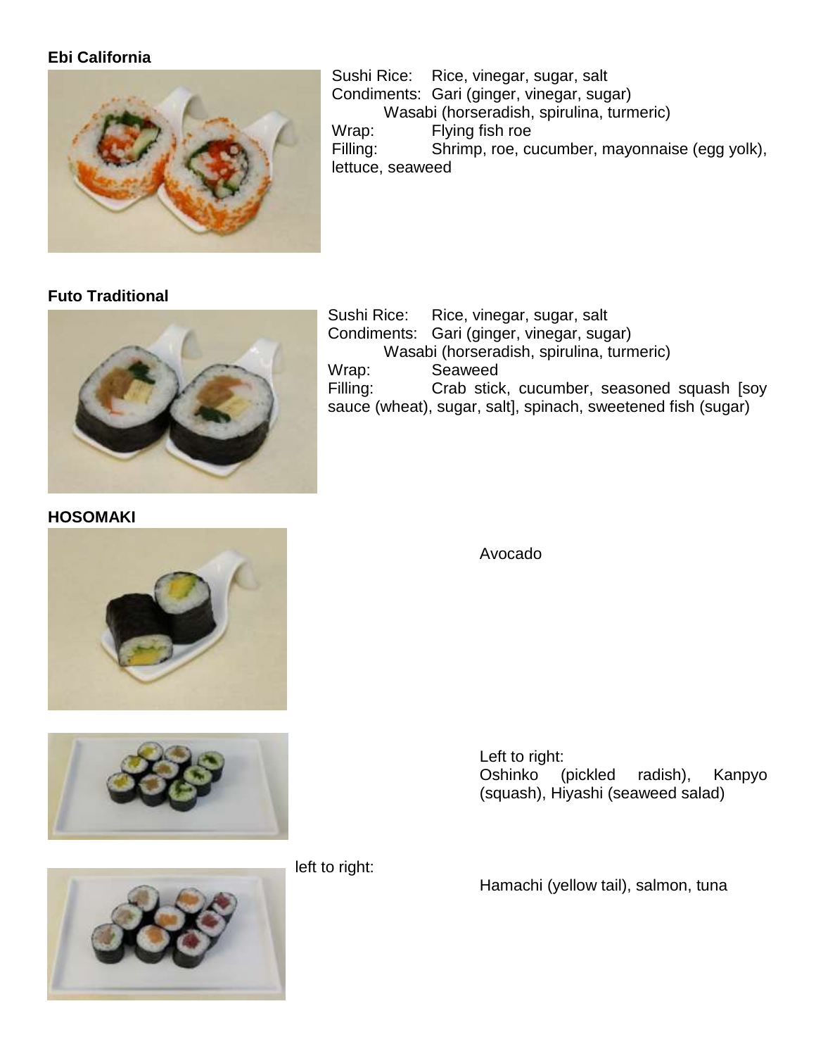**Ebi California**

Sushi Rice: Rice, vinegar, sugar, salt
Condiments: Gari (ginger, vinegar, sugar)
Wasabi (horseradish, spirulina, turmeric)
Wrap: Flying fish roe
Filling: Shrimp, roe, cucumber, mayonnaise (egg yolk), lettuce, seaweed

**Futo Traditional**

Sushi Rice: Rice, vinegar, sugar, salt
Condiments: Gari (ginger, vinegar, sugar)
Wasabi (horseradish, spirulina, turmeric)
Wrap: Seaweed
Filling: Crab stick, cucumber, seasoned squash [soy sauce (wheat), sugar, salt], spinach, sweetened fish (sugar)

**HOSOMAKI**

Avocado

Left to right:
Oshinko (pickled radish), Kanpyo (squash), Hiyashi (seaweed salad)

left to right:

Hamachi (yellow tail), salmon, tuna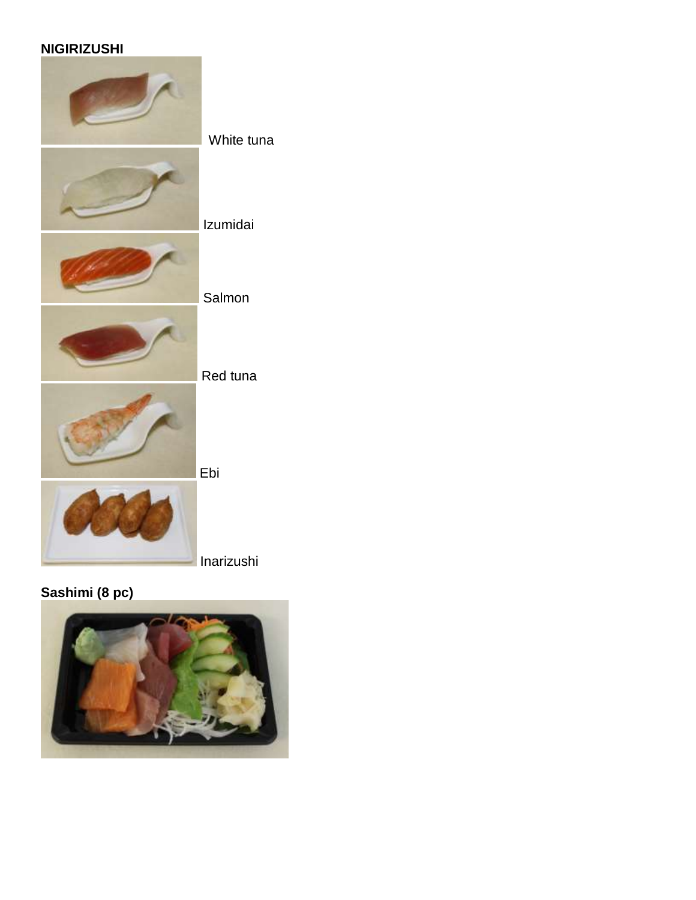**NIGIRIZUSHI**

White tuna

Izumidai

Salmon

Red tuna

Ebi

Inarizushi

**Sashimi (8 pc)**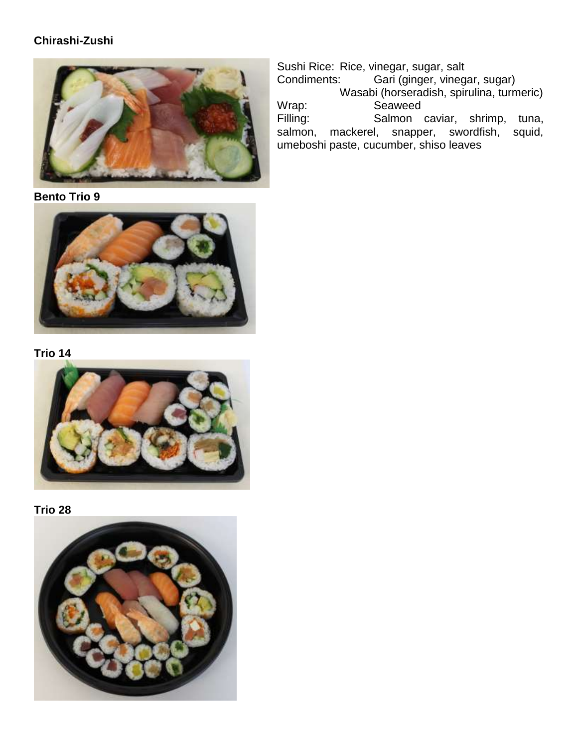**Chirashi-Zushi**

Sushi Rice: Rice, vinegar, sugar, salt
Condiments: Gari (ginger, vinegar, sugar)
Wasabi (horseradish, spirulina, turmeric)
Wrap: Seaweed
Filling: Salmon caviar, shrimp, tuna, salmon, mackerel, snapper, swordfish, squid, umeboshi paste, cucumber, shiso leaves

**Bento Trio 9**

**Trio 14**

**Trio 28**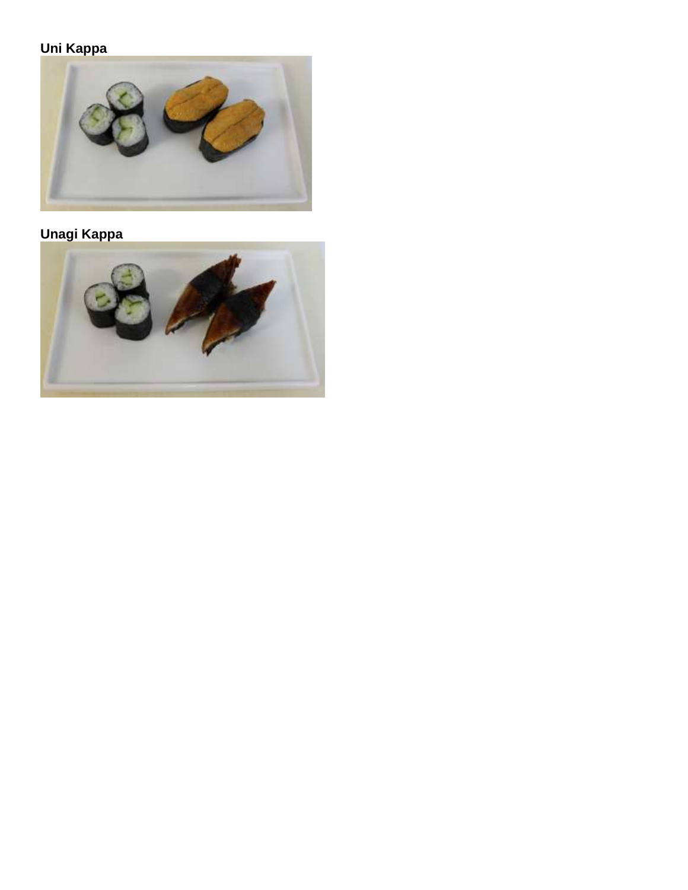**Uni Kappa**

**Unagi Kappa**